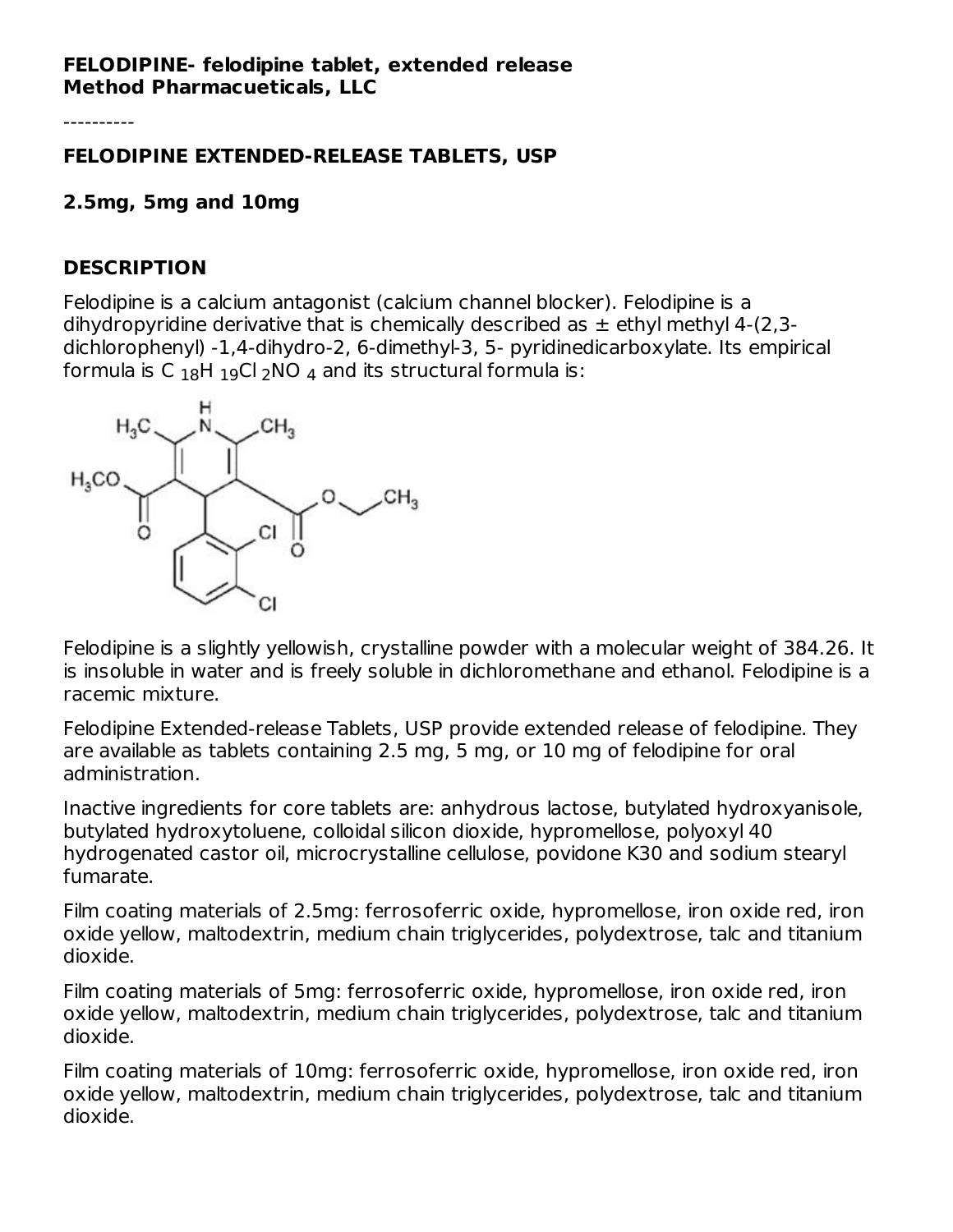**FELODIPINE- felodipine tablet, extended release**
**Method Pharmacueticals, LLC**

----------

## FELODIPINE EXTENDED-RELEASE TABLETS, USP

## 2.5mg, 5mg and 10mg

## DESCRIPTION

Felodipine is a calcium antagonist (calcium channel blocker). Felodipine is a dihydropyridine derivative that is chemically described as ± ethyl methyl 4-(2,3-dichlorophenyl) -1,4-dihydro-2, 6-dimethyl-3, 5- pyridinedicarboxylate. Its empirical formula is $C_{18}H_{19}Cl_2NO_4$ and its structural formula is:

Felodipine is a slightly yellowish, crystalline powder with a molecular weight of 384.26. It is insoluble in water and is freely soluble in dichloromethane and ethanol. Felodipine is a racemic mixture.

Felodipine Extended-release Tablets, USP provide extended release of felodipine. They are available as tablets containing 2.5 mg, 5 mg, or 10 mg of felodipine for oral administration.

Inactive ingredients for core tablets are: anhydrous lactose, butylated hydroxyanisole, butylated hydroxytoluene, colloidal silicon dioxide, hypromellose, polyoxyl 40 hydrogenated castor oil, microcrystalline cellulose, povidone K30 and sodium stearyl fumarate.

Film coating materials of 2.5mg: ferrosoferric oxide, hypromellose, iron oxide red, iron oxide yellow, maltodextrin, medium chain triglycerides, polydextrose, talc and titanium dioxide.

Film coating materials of 5mg: ferrosoferric oxide, hypromellose, iron oxide red, iron oxide yellow, maltodextrin, medium chain triglycerides, polydextrose, talc and titanium dioxide.

Film coating materials of 10mg: ferrosoferric oxide, hypromellose, iron oxide red, iron oxide yellow, maltodextrin, medium chain triglycerides, polydextrose, talc and titanium dioxide.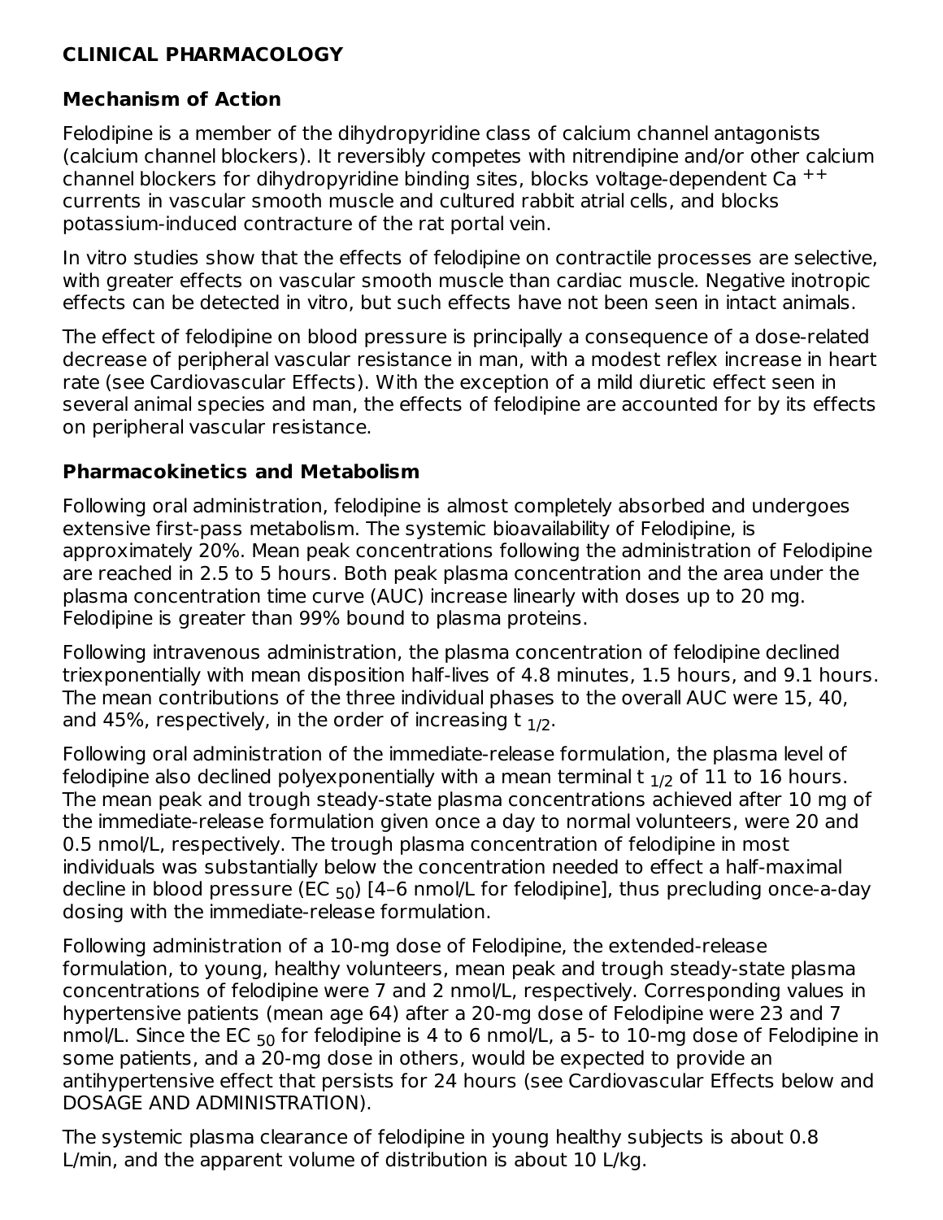## CLINICAL PHARMACOLOGY

### Mechanism of Action

Felodipine is a member of the dihydropyridine class of calcium channel antagonists (calcium channel blockers). It reversibly competes with nitrendipine and/or other calcium channel blockers for dihydropyridine binding sites, blocks voltage-dependent $Ca^{++}$ currents in vascular smooth muscle and cultured rabbit atrial cells, and blocks potassium-induced contracture of the rat portal vein.

In vitro studies show that the effects of felodipine on contractile processes are selective, with greater effects on vascular smooth muscle than cardiac muscle. Negative inotropic effects can be detected in vitro, but such effects have not been seen in intact animals.

The effect of felodipine on blood pressure is principally a consequence of a dose-related decrease of peripheral vascular resistance in man, with a modest reflex increase in heart rate (see Cardiovascular Effects). With the exception of a mild diuretic effect seen in several animal species and man, the effects of felodipine are accounted for by its effects on peripheral vascular resistance.

### Pharmacokinetics and Metabolism

Following oral administration, felodipine is almost completely absorbed and undergoes extensive first-pass metabolism. The systemic bioavailability of Felodipine, is approximately 20%. Mean peak concentrations following the administration of Felodipine are reached in 2.5 to 5 hours. Both peak plasma concentration and the area under the plasma concentration time curve (AUC) increase linearly with doses up to 20 mg. Felodipine is greater than 99% bound to plasma proteins.

Following intravenous administration, the plasma concentration of felodipine declined triexponentially with mean disposition half-lives of 4.8 minutes, 1.5 hours, and 9.1 hours. The mean contributions of the three individual phases to the overall AUC were 15, 40, and 45%, respectively, in the order of increasing $t_{1/2}$.

Following oral administration of the immediate-release formulation, the plasma level of felodipine also declined polyexponentially with a mean terminal $t_{1/2}$ of 11 to 16 hours. The mean peak and trough steady-state plasma concentrations achieved after 10 mg of the immediate-release formulation given once a day to normal volunteers, were 20 and 0.5 nmol/L, respectively. The trough plasma concentration of felodipine in most individuals was substantially below the concentration needed to effect a half-maximal decline in blood pressure ($EC_{50}$) [4–6 nmol/L for felodipine], thus precluding once-a-day dosing with the immediate-release formulation.

Following administration of a 10-mg dose of Felodipine, the extended-release formulation, to young, healthy volunteers, mean peak and trough steady-state plasma concentrations of felodipine were 7 and 2 nmol/L, respectively. Corresponding values in hypertensive patients (mean age 64) after a 20-mg dose of Felodipine were 23 and 7 nmol/L. Since the $EC_{50}$ for felodipine is 4 to 6 nmol/L, a 5- to 10-mg dose of Felodipine in some patients, and a 20-mg dose in others, would be expected to provide an antihypertensive effect that persists for 24 hours (see Cardiovascular Effects below and DOSAGE AND ADMINISTRATION).

The systemic plasma clearance of felodipine in young healthy subjects is about 0.8 L/min, and the apparent volume of distribution is about 10 L/kg.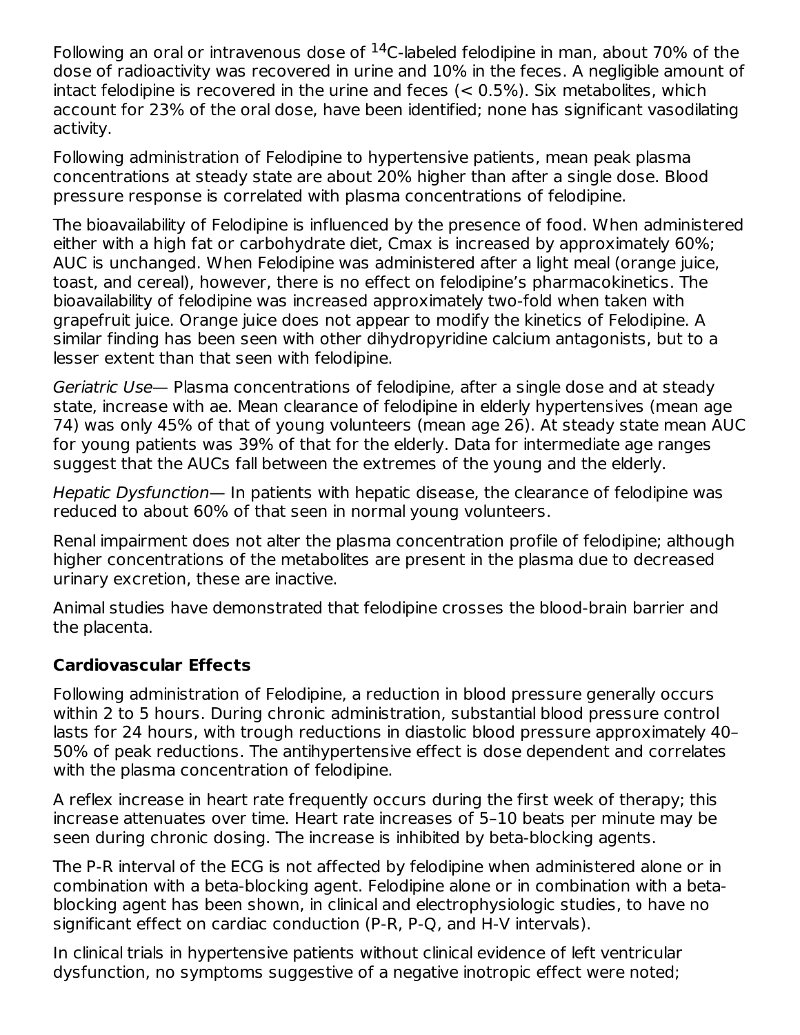Following an oral or intravenous dose of $^{14}$C-labeled felodipine in man, about 70% of the dose of radioactivity was recovered in urine and 10% in the feces. A negligible amount of intact felodipine is recovered in the urine and feces (< 0.5%). Six metabolites, which account for 23% of the oral dose, have been identified; none has significant vasodilating activity.

Following administration of Felodipine to hypertensive patients, mean peak plasma concentrations at steady state are about 20% higher than after a single dose. Blood pressure response is correlated with plasma concentrations of felodipine.

The bioavailability of Felodipine is influenced by the presence of food. When administered either with a high fat or carbohydrate diet, Cmax is increased by approximately 60%; AUC is unchanged. When Felodipine was administered after a light meal (orange juice, toast, and cereal), however, there is no effect on felodipine's pharmacokinetics. The bioavailability of felodipine was increased approximately two-fold when taken with grapefruit juice. Orange juice does not appear to modify the kinetics of Felodipine. A similar finding has been seen with other dihydropyridine calcium antagonists, but to a lesser extent than that seen with felodipine.

*Geriatric Use*— Plasma concentrations of felodipine, after a single dose and at steady state, increase with ae. Mean clearance of felodipine in elderly hypertensives (mean age 74) was only 45% of that of young volunteers (mean age 26). At steady state mean AUC for young patients was 39% of that for the elderly. Data for intermediate age ranges suggest that the AUCs fall between the extremes of the young and the elderly.

*Hepatic Dysfunction*— In patients with hepatic disease, the clearance of felodipine was reduced to about 60% of that seen in normal young volunteers.

Renal impairment does not alter the plasma concentration profile of felodipine; although higher concentrations of the metabolites are present in the plasma due to decreased urinary excretion, these are inactive.

Animal studies have demonstrated that felodipine crosses the blood-brain barrier and the placenta.

**Cardiovascular Effects**

Following administration of Felodipine, a reduction in blood pressure generally occurs within 2 to 5 hours. During chronic administration, substantial blood pressure control lasts for 24 hours, with trough reductions in diastolic blood pressure approximately 40–50% of peak reductions. The antihypertensive effect is dose dependent and correlates with the plasma concentration of felodipine.

A reflex increase in heart rate frequently occurs during the first week of therapy; this increase attenuates over time. Heart rate increases of 5–10 beats per minute may be seen during chronic dosing. The increase is inhibited by beta-blocking agents.

The P-R interval of the ECG is not affected by felodipine when administered alone or in combination with a beta-blocking agent. Felodipine alone or in combination with a beta-blocking agent has been shown, in clinical and electrophysiologic studies, to have no significant effect on cardiac conduction (P-R, P-Q, and H-V intervals).

In clinical trials in hypertensive patients without clinical evidence of left ventricular dysfunction, no symptoms suggestive of a negative inotropic effect were noted;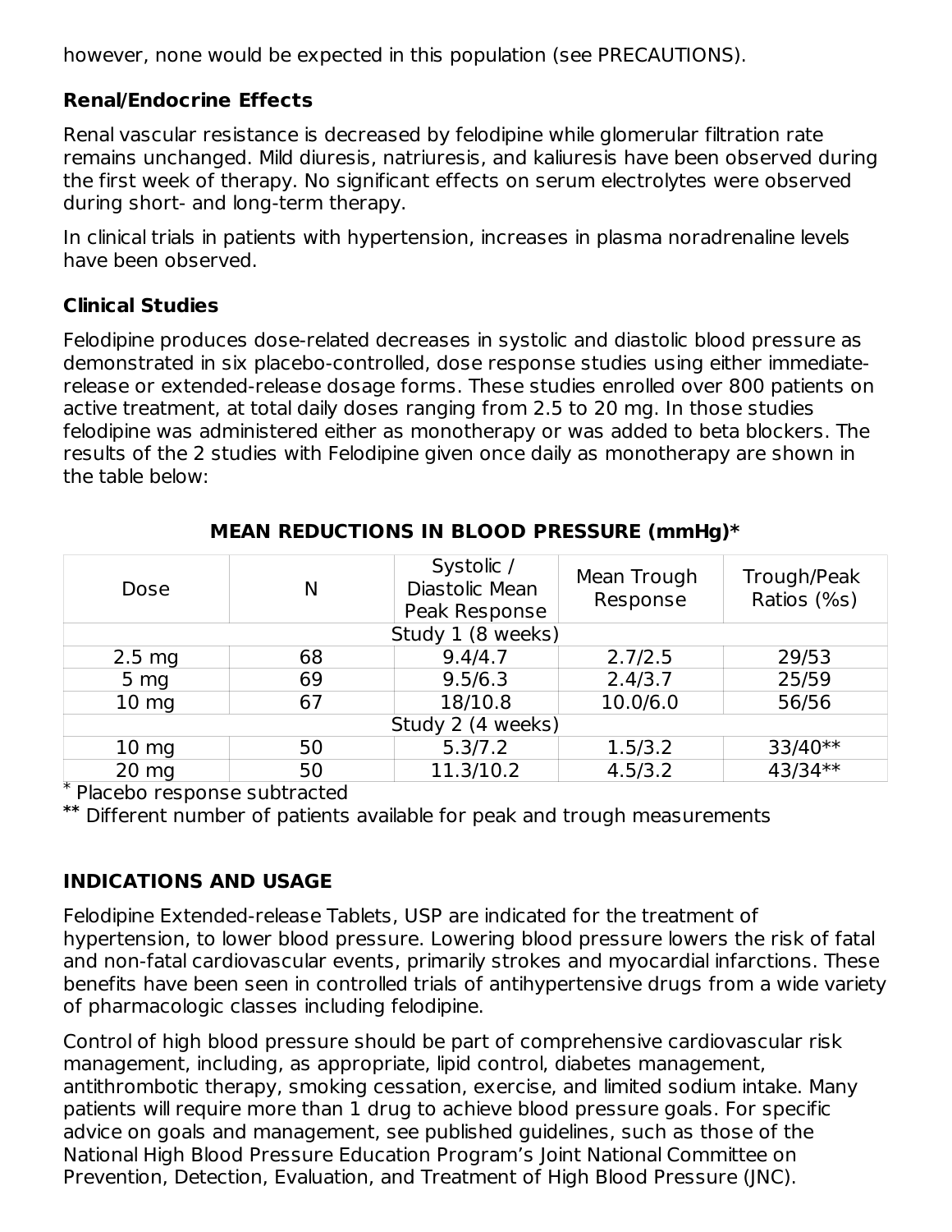however, none would be expected in this population (see PRECAUTIONS).

### Renal/Endocrine Effects

Renal vascular resistance is decreased by felodipine while glomerular filtration rate remains unchanged. Mild diuresis, natriuresis, and kaliuresis have been observed during the first week of therapy. No significant effects on serum electrolytes were observed during short- and long-term therapy.

In clinical trials in patients with hypertension, increases in plasma noradrenaline levels have been observed.

### Clinical Studies

Felodipine produces dose-related decreases in systolic and diastolic blood pressure as demonstrated in six placebo-controlled, dose response studies using either immediate-release or extended-release dosage forms. These studies enrolled over 800 patients on active treatment, at total daily doses ranging from 2.5 to 20 mg. In those studies felodipine was administered either as monotherapy or was added to beta blockers. The results of the 2 studies with Felodipine given once daily as monotherapy are shown in the table below:

**MEAN REDUCTIONS IN BLOOD PRESSURE (mmHg)***

| Dose | N | Systolic / Diastolic Mean Peak Response | Mean Trough Response | Trough/Peak Ratios (%s) |
|---|---|---|---|---|
| Study 1 (8 weeks) | | | | |
| 2.5 mg | 68 | 9.4/4.7 | 2.7/2.5 | 29/53 |
| 5 mg | 69 | 9.5/6.3 | 2.4/3.7 | 25/59 |
| 10 mg | 67 | 18/10.8 | 10.0/6.0 | 56/56 |
| Study 2 (4 weeks) | | | | |
| 10 mg | 50 | 5.3/7.2 | 1.5/3.2 | 33/40** |
| 20 mg | 50 | 11.3/10.2 | 4.5/3.2 | 43/34** |

* Placebo response subtracted

** Different number of patients available for peak and trough measurements

## INDICATIONS AND USAGE

Felodipine Extended-release Tablets, USP are indicated for the treatment of hypertension, to lower blood pressure. Lowering blood pressure lowers the risk of fatal and non-fatal cardiovascular events, primarily strokes and myocardial infarctions. These benefits have been seen in controlled trials of antihypertensive drugs from a wide variety of pharmacologic classes including felodipine.

Control of high blood pressure should be part of comprehensive cardiovascular risk management, including, as appropriate, lipid control, diabetes management, antithrombotic therapy, smoking cessation, exercise, and limited sodium intake. Many patients will require more than 1 drug to achieve blood pressure goals. For specific advice on goals and management, see published guidelines, such as those of the National High Blood Pressure Education Program's Joint National Committee on Prevention, Detection, Evaluation, and Treatment of High Blood Pressure (JNC).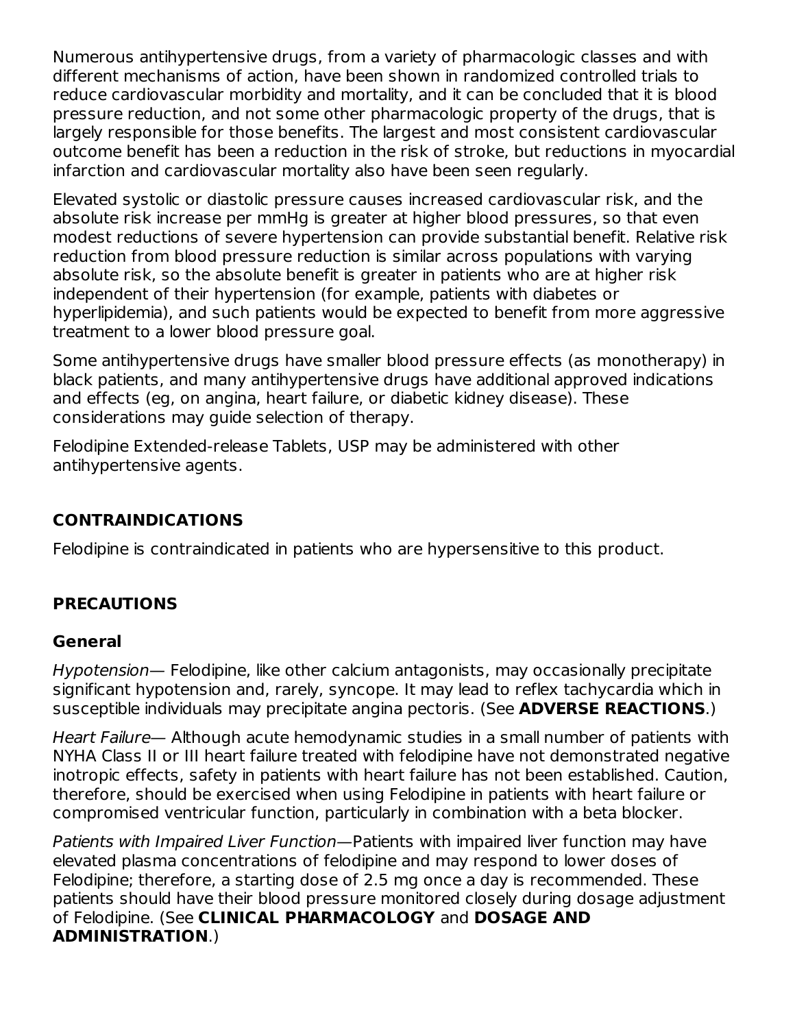Numerous antihypertensive drugs, from a variety of pharmacologic classes and with different mechanisms of action, have been shown in randomized controlled trials to reduce cardiovascular morbidity and mortality, and it can be concluded that it is blood pressure reduction, and not some other pharmacologic property of the drugs, that is largely responsible for those benefits. The largest and most consistent cardiovascular outcome benefit has been a reduction in the risk of stroke, but reductions in myocardial infarction and cardiovascular mortality also have been seen regularly.

Elevated systolic or diastolic pressure causes increased cardiovascular risk, and the absolute risk increase per mmHg is greater at higher blood pressures, so that even modest reductions of severe hypertension can provide substantial benefit. Relative risk reduction from blood pressure reduction is similar across populations with varying absolute risk, so the absolute benefit is greater in patients who are at higher risk independent of their hypertension (for example, patients with diabetes or hyperlipidemia), and such patients would be expected to benefit from more aggressive treatment to a lower blood pressure goal.

Some antihypertensive drugs have smaller blood pressure effects (as monotherapy) in black patients, and many antihypertensive drugs have additional approved indications and effects (eg, on angina, heart failure, or diabetic kidney disease). These considerations may guide selection of therapy.

Felodipine Extended-release Tablets, USP may be administered with other antihypertensive agents.

## CONTRAINDICATIONS

Felodipine is contraindicated in patients who are hypersensitive to this product.

## PRECAUTIONS

### General

*Hypotension*— Felodipine, like other calcium antagonists, may occasionally precipitate significant hypotension and, rarely, syncope. It may lead to reflex tachycardia which in susceptible individuals may precipitate angina pectoris. (See **ADVERSE REACTIONS**.)

*Heart Failure*— Although acute hemodynamic studies in a small number of patients with NYHA Class II or III heart failure treated with felodipine have not demonstrated negative inotropic effects, safety in patients with heart failure has not been established. Caution, therefore, should be exercised when using Felodipine in patients with heart failure or compromised ventricular function, particularly in combination with a beta blocker.

*Patients with Impaired Liver Function*—Patients with impaired liver function may have elevated plasma concentrations of felodipine and may respond to lower doses of Felodipine; therefore, a starting dose of 2.5 mg once a day is recommended. These patients should have their blood pressure monitored closely during dosage adjustment of Felodipine. (See **CLINICAL PHARMACOLOGY** and **DOSAGE AND ADMINISTRATION**.)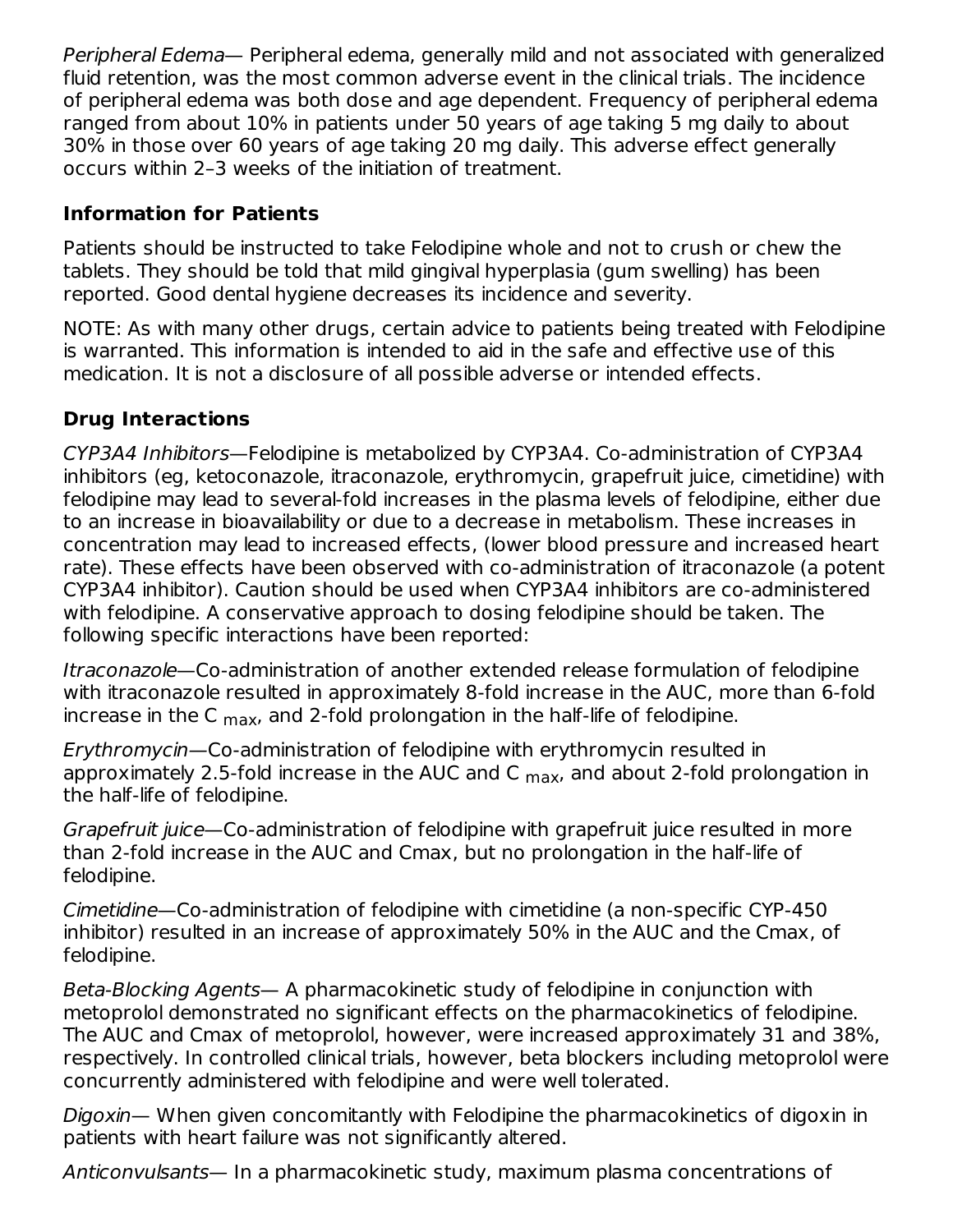*Peripheral Edema*— Peripheral edema, generally mild and not associated with generalized fluid retention, was the most common adverse event in the clinical trials. The incidence of peripheral edema was both dose and age dependent. Frequency of peripheral edema ranged from about 10% in patients under 50 years of age taking 5 mg daily to about 30% in those over 60 years of age taking 20 mg daily. This adverse effect generally occurs within 2–3 weeks of the initiation of treatment.

### Information for Patients

Patients should be instructed to take Felodipine whole and not to crush or chew the tablets. They should be told that mild gingival hyperplasia (gum swelling) has been reported. Good dental hygiene decreases its incidence and severity.

NOTE: As with many other drugs, certain advice to patients being treated with Felodipine is warranted. This information is intended to aid in the safe and effective use of this medication. It is not a disclosure of all possible adverse or intended effects.

### Drug Interactions

*CYP3A4 Inhibitors*—Felodipine is metabolized by CYP3A4. Co-administration of CYP3A4 inhibitors (eg, ketoconazole, itraconazole, erythromycin, grapefruit juice, cimetidine) with felodipine may lead to several-fold increases in the plasma levels of felodipine, either due to an increase in bioavailability or due to a decrease in metabolism. These increases in concentration may lead to increased effects, (lower blood pressure and increased heart rate). These effects have been observed with co-administration of itraconazole (a potent CYP3A4 inhibitor). Caution should be used when CYP3A4 inhibitors are co-administered with felodipine. A conservative approach to dosing felodipine should be taken. The following specific interactions have been reported:

*Itraconazole*—Co-administration of another extended release formulation of felodipine with itraconazole resulted in approximately 8-fold increase in the AUC, more than 6-fold increase in the $C_{max}$, and 2-fold prolongation in the half-life of felodipine.

*Erythromycin*—Co-administration of felodipine with erythromycin resulted in approximately 2.5-fold increase in the AUC and $C_{max}$, and about 2-fold prolongation in the half-life of felodipine.

*Grapefruit juice*—Co-administration of felodipine with grapefruit juice resulted in more than 2-fold increase in the AUC and Cmax, but no prolongation in the half-life of felodipine.

*Cimetidine*—Co-administration of felodipine with cimetidine (a non-specific CYP-450 inhibitor) resulted in an increase of approximately 50% in the AUC and the Cmax, of felodipine.

*Beta-Blocking Agents*— A pharmacokinetic study of felodipine in conjunction with metoprolol demonstrated no significant effects on the pharmacokinetics of felodipine. The AUC and Cmax of metoprolol, however, were increased approximately 31 and 38%, respectively. In controlled clinical trials, however, beta blockers including metoprolol were concurrently administered with felodipine and were well tolerated.

*Digoxin*— When given concomitantly with Felodipine the pharmacokinetics of digoxin in patients with heart failure was not significantly altered.

*Anticonvulsants*— In a pharmacokinetic study, maximum plasma concentrations of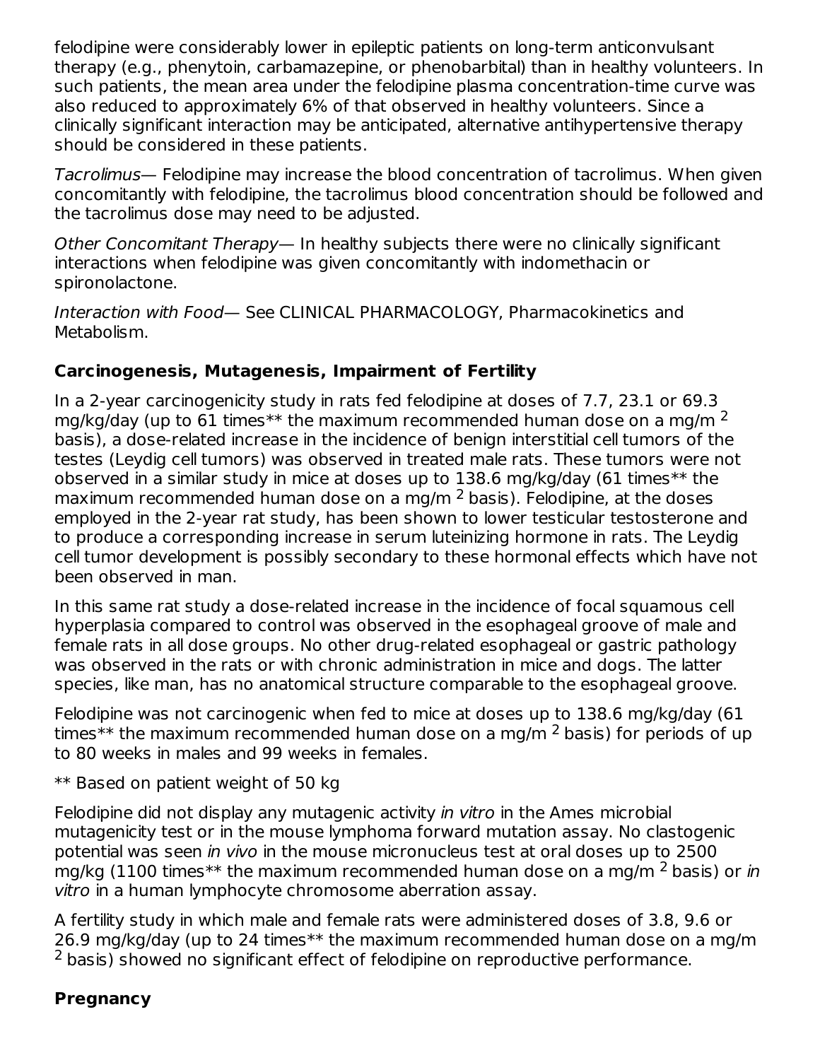felodipine were considerably lower in epileptic patients on long-term anticonvulsant therapy (e.g., phenytoin, carbamazepine, or phenobarbital) than in healthy volunteers. In such patients, the mean area under the felodipine plasma concentration-time curve was also reduced to approximately 6% of that observed in healthy volunteers. Since a clinically significant interaction may be anticipated, alternative antihypertensive therapy should be considered in these patients.

*Tacrolimus*— Felodipine may increase the blood concentration of tacrolimus. When given concomitantly with felodipine, the tacrolimus blood concentration should be followed and the tacrolimus dose may need to be adjusted.

*Other Concomitant Therapy*— In healthy subjects there were no clinically significant interactions when felodipine was given concomitantly with indomethacin or spironolactone.

*Interaction with Food*— See CLINICAL PHARMACOLOGY, Pharmacokinetics and Metabolism.

### Carcinogenesis, Mutagenesis, Impairment of Fertility

In a 2-year carcinogenicity study in rats fed felodipine at doses of 7.7, 23.1 or 69.3 mg/kg/day (up to 61 times** the maximum recommended human dose on a mg/m$^2$ basis), a dose-related increase in the incidence of benign interstitial cell tumors of the testes (Leydig cell tumors) was observed in treated male rats. These tumors were not observed in a similar study in mice at doses up to 138.6 mg/kg/day (61 times** the maximum recommended human dose on a mg/m$^2$ basis). Felodipine, at the doses employed in the 2-year rat study, has been shown to lower testicular testosterone and to produce a corresponding increase in serum luteinizing hormone in rats. The Leydig cell tumor development is possibly secondary to these hormonal effects which have not been observed in man.

In this same rat study a dose-related increase in the incidence of focal squamous cell hyperplasia compared to control was observed in the esophageal groove of male and female rats in all dose groups. No other drug-related esophageal or gastric pathology was observed in the rats or with chronic administration in mice and dogs. The latter species, like man, has no anatomical structure comparable to the esophageal groove.

Felodipine was not carcinogenic when fed to mice at doses up to 138.6 mg/kg/day (61 times** the maximum recommended human dose on a mg/m$^2$ basis) for periods of up to 80 weeks in males and 99 weeks in females.

** Based on patient weight of 50 kg

Felodipine did not display any mutagenic activity *in vitro* in the Ames microbial mutagenicity test or in the mouse lymphoma forward mutation assay. No clastogenic potential was seen *in vivo* in the mouse micronucleus test at oral doses up to 2500 mg/kg (1100 times** the maximum recommended human dose on a mg/m$^2$ basis) or *in vitro* in a human lymphocyte chromosome aberration assay.

A fertility study in which male and female rats were administered doses of 3.8, 9.6 or 26.9 mg/kg/day (up to 24 times** the maximum recommended human dose on a mg/m$^2$ basis) showed no significant effect of felodipine on reproductive performance.

### Pregnancy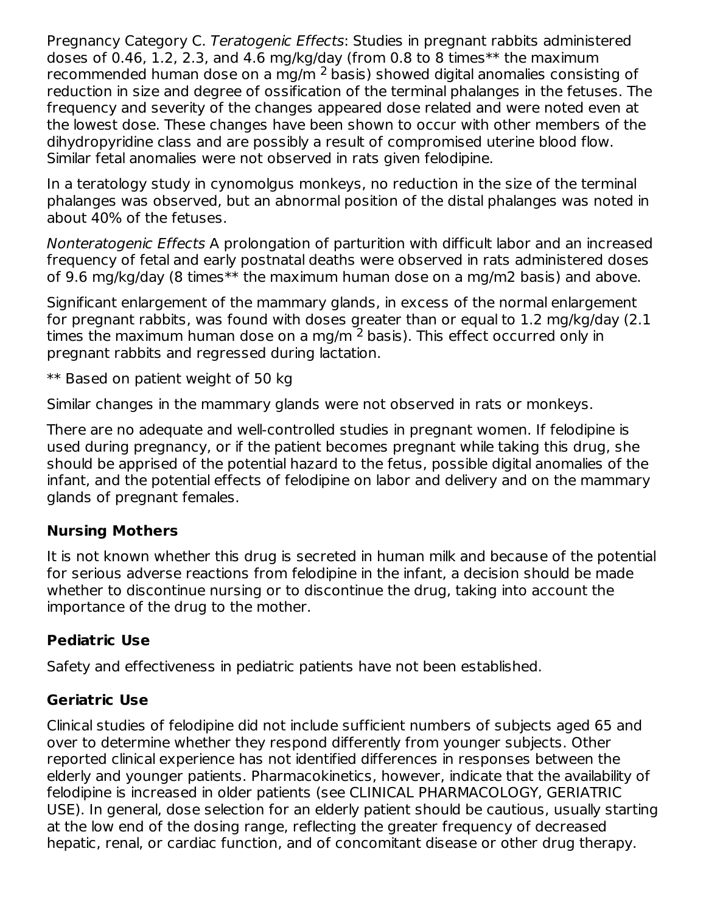Pregnancy Category C. *Teratogenic Effects*: Studies in pregnant rabbits administered doses of 0.46, 1.2, 2.3, and 4.6 mg/kg/day (from 0.8 to 8 times** the maximum recommended human dose on a mg/m $^2$ basis) showed digital anomalies consisting of reduction in size and degree of ossification of the terminal phalanges in the fetuses. The frequency and severity of the changes appeared dose related and were noted even at the lowest dose. These changes have been shown to occur with other members of the dihydropyridine class and are possibly a result of compromised uterine blood flow. Similar fetal anomalies were not observed in rats given felodipine.

In a teratology study in cynomolgus monkeys, no reduction in the size of the terminal phalanges was observed, but an abnormal position of the distal phalanges was noted in about 40% of the fetuses.

*Nonteratogenic Effects* A prolongation of parturition with difficult labor and an increased frequency of fetal and early postnatal deaths were observed in rats administered doses of 9.6 mg/kg/day (8 times** the maximum human dose on a mg/m2 basis) and above.

Significant enlargement of the mammary glands, in excess of the normal enlargement for pregnant rabbits, was found with doses greater than or equal to 1.2 mg/kg/day (2.1 times the maximum human dose on a mg/m $^2$ basis). This effect occurred only in pregnant rabbits and regressed during lactation.

** Based on patient weight of 50 kg

Similar changes in the mammary glands were not observed in rats or monkeys.

There are no adequate and well-controlled studies in pregnant women. If felodipine is used during pregnancy, or if the patient becomes pregnant while taking this drug, she should be apprised of the potential hazard to the fetus, possible digital anomalies of the infant, and the potential effects of felodipine on labor and delivery and on the mammary glands of pregnant females.

### Nursing Mothers

It is not known whether this drug is secreted in human milk and because of the potential for serious adverse reactions from felodipine in the infant, a decision should be made whether to discontinue nursing or to discontinue the drug, taking into account the importance of the drug to the mother.

### Pediatric Use

Safety and effectiveness in pediatric patients have not been established.

### Geriatric Use

Clinical studies of felodipine did not include sufficient numbers of subjects aged 65 and over to determine whether they respond differently from younger subjects. Other reported clinical experience has not identified differences in responses between the elderly and younger patients. Pharmacokinetics, however, indicate that the availability of felodipine is increased in older patients (see CLINICAL PHARMACOLOGY, GERIATRIC USE). In general, dose selection for an elderly patient should be cautious, usually starting at the low end of the dosing range, reflecting the greater frequency of decreased hepatic, renal, or cardiac function, and of concomitant disease or other drug therapy.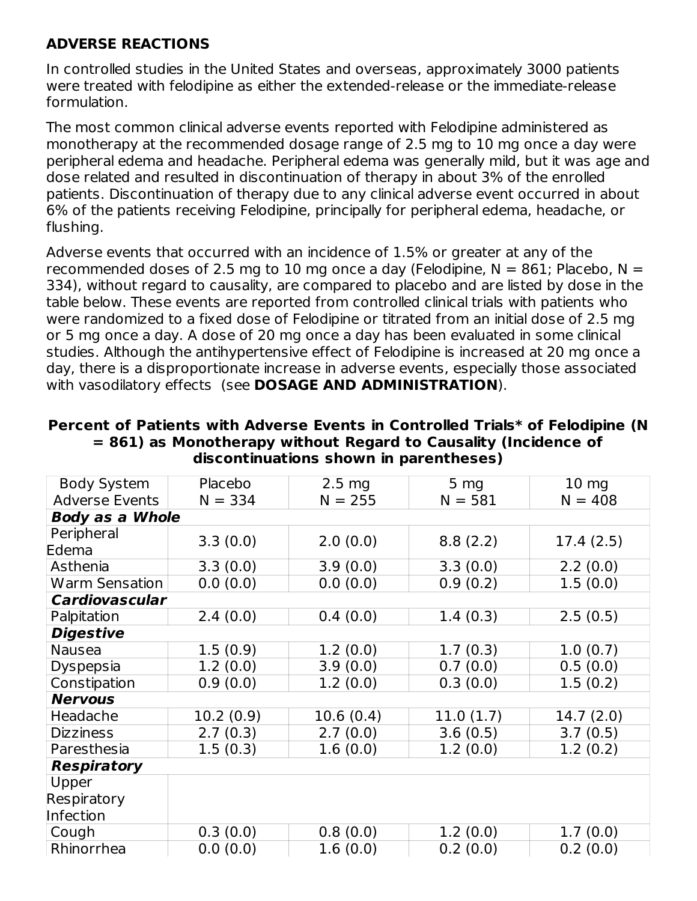## ADVERSE REACTIONS

In controlled studies in the United States and overseas, approximately 3000 patients were treated with felodipine as either the extended-release or the immediate-release formulation.

The most common clinical adverse events reported with Felodipine administered as monotherapy at the recommended dosage range of 2.5 mg to 10 mg once a day were peripheral edema and headache. Peripheral edema was generally mild, but it was age and dose related and resulted in discontinuation of therapy in about 3% of the enrolled patients. Discontinuation of therapy due to any clinical adverse event occurred in about 6% of the patients receiving Felodipine, principally for peripheral edema, headache, or flushing.

Adverse events that occurred with an incidence of 1.5% or greater at any of the recommended doses of 2.5 mg to 10 mg once a day (Felodipine, N = 861; Placebo, N = 334), without regard to causality, are compared to placebo and are listed by dose in the table below. These events are reported from controlled clinical trials with patients who were randomized to a fixed dose of Felodipine or titrated from an initial dose of 2.5 mg or 5 mg once a day. A dose of 20 mg once a day has been evaluated in some clinical studies. Although the antihypertensive effect of Felodipine is increased at 20 mg once a day, there is a disproportionate increase in adverse events, especially those associated with vasodilatory effects (see **DOSAGE AND ADMINISTRATION**).

**Percent of Patients with Adverse Events in Controlled Trials* of Felodipine (N = 861) as Monotherapy without Regard to Causality (Incidence of discontinuations shown in parentheses)**

| Body System Adverse Events | Placebo N = 334 | 2.5 mg N = 255 | 5 mg N = 581 | 10 mg N = 408 |
|---|---|---|---|---|
| ***Body as a Whole*** | | | | |
| Peripheral Edema | 3.3 (0.0) | 2.0 (0.0) | 8.8 (2.2) | 17.4 (2.5) |
| Asthenia | 3.3 (0.0) | 3.9 (0.0) | 3.3 (0.0) | 2.2 (0.0) |
| Warm Sensation | 0.0 (0.0) | 0.0 (0.0) | 0.9 (0.2) | 1.5 (0.0) |
| ***Cardiovascular*** | | | | |
| Palpitation | 2.4 (0.0) | 0.4 (0.0) | 1.4 (0.3) | 2.5 (0.5) |
| ***Digestive*** | | | | |
| Nausea | 1.5 (0.9) | 1.2 (0.0) | 1.7 (0.3) | 1.0 (0.7) |
| Dyspepsia | 1.2 (0.0) | 3.9 (0.0) | 0.7 (0.0) | 0.5 (0.0) |
| Constipation | 0.9 (0.0) | 1.2 (0.0) | 0.3 (0.0) | 1.5 (0.2) |
| ***Nervous*** | | | | |
| Headache | 10.2 (0.9) | 10.6 (0.4) | 11.0 (1.7) | 14.7 (2.0) |
| Dizziness | 2.7 (0.3) | 2.7 (0.0) | 3.6 (0.5) | 3.7 (0.5) |
| Paresthesia | 1.5 (0.3) | 1.6 (0.0) | 1.2 (0.0) | 1.2 (0.2) |
| ***Respiratory*** | | | | |
| Upper Respiratory Infection | | | | |
| Cough | 0.3 (0.0) | 0.8 (0.0) | 1.2 (0.0) | 1.7 (0.0) |
| Rhinorrhea | 0.0 (0.0) | 1.6 (0.0) | 0.2 (0.0) | 0.2 (0.0) |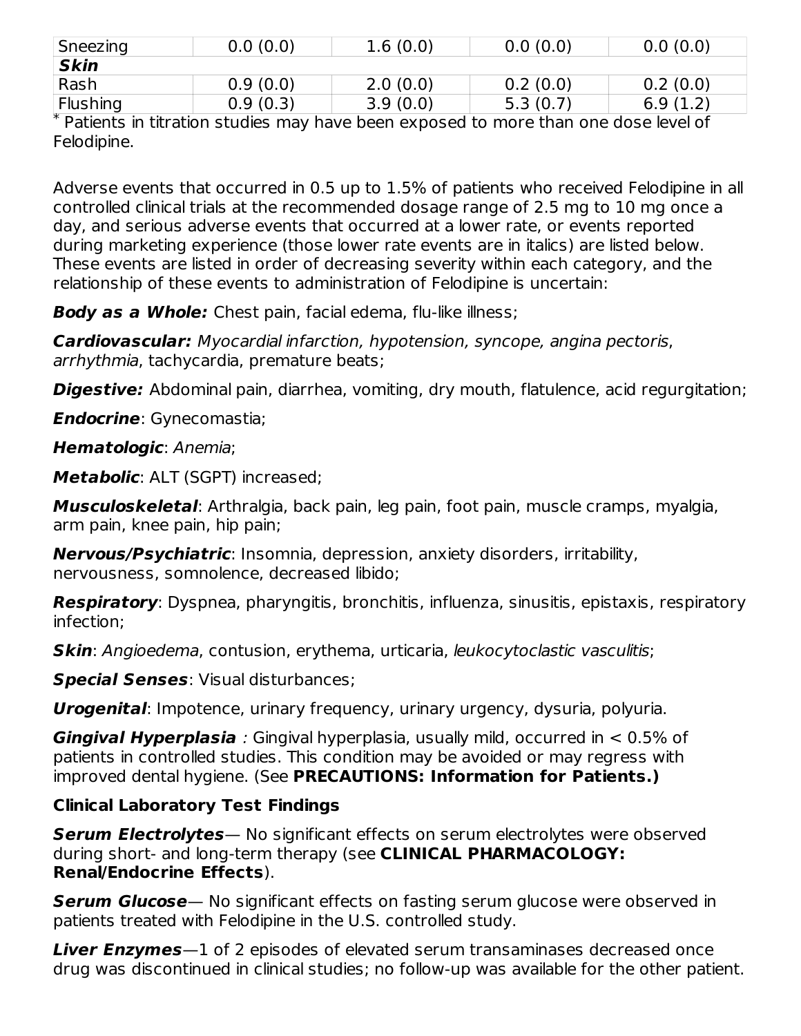| | | | | |
|---|---|---|---|---|
| Sneezing | 0.0 (0.0) | 1.6 (0.0) | 0.0 (0.0) | 0.0 (0.0) |
| ***Skin*** | | | | |
| Rash | 0.9 (0.0) | 2.0 (0.0) | 0.2 (0.0) | 0.2 (0.0) |
| Flushing | 0.9 (0.3) | 3.9 (0.0) | 5.3 (0.7) | 6.9 (1.2) |

* Patients in titration studies may have been exposed to more than one dose level of Felodipine.

Adverse events that occurred in 0.5 up to 1.5% of patients who received Felodipine in all controlled clinical trials at the recommended dosage range of 2.5 mg to 10 mg once a day, and serious adverse events that occurred at a lower rate, or events reported during marketing experience (those lower rate events are in italics) are listed below. These events are listed in order of decreasing severity within each category, and the relationship of these events to administration of Felodipine is uncertain:

***Body as a Whole:*** Chest pain, facial edema, flu-like illness;

***Cardiovascular:*** *Myocardial infarction, hypotension, syncope, angina pectoris*, *arrhythmia*, tachycardia, premature beats;

***Digestive:*** Abdominal pain, diarrhea, vomiting, dry mouth, flatulence, acid regurgitation;

***Endocrine***: Gynecomastia;

***Hematologic***: *Anemia*;

***Metabolic***: ALT (SGPT) increased;

***Musculoskeletal***: Arthralgia, back pain, leg pain, foot pain, muscle cramps, myalgia, arm pain, knee pain, hip pain;

***Nervous/Psychiatric***: Insomnia, depression, anxiety disorders, irritability, nervousness, somnolence, decreased libido;

***Respiratory***: Dyspnea, pharyngitis, bronchitis, influenza, sinusitis, epistaxis, respiratory infection;

***Skin***: *Angioedema*, contusion, erythema, urticaria, *leukocytoclastic vasculitis*;

***Special Senses***: Visual disturbances;

***Urogenital***: Impotence, urinary frequency, urinary urgency, dysuria, polyuria.

***Gingival Hyperplasia*** *:* Gingival hyperplasia, usually mild, occurred in < 0.5% of patients in controlled studies. This condition may be avoided or may regress with improved dental hygiene. (See **PRECAUTIONS: Information for Patients.)**

**Clinical Laboratory Test Findings**

***Serum Electrolytes***— No significant effects on serum electrolytes were observed during short- and long-term therapy (see **CLINICAL PHARMACOLOGY: Renal/Endocrine Effects**).

***Serum Glucose***— No significant effects on fasting serum glucose were observed in patients treated with Felodipine in the U.S. controlled study.

***Liver Enzymes***—1 of 2 episodes of elevated serum transaminases decreased once drug was discontinued in clinical studies; no follow-up was available for the other patient.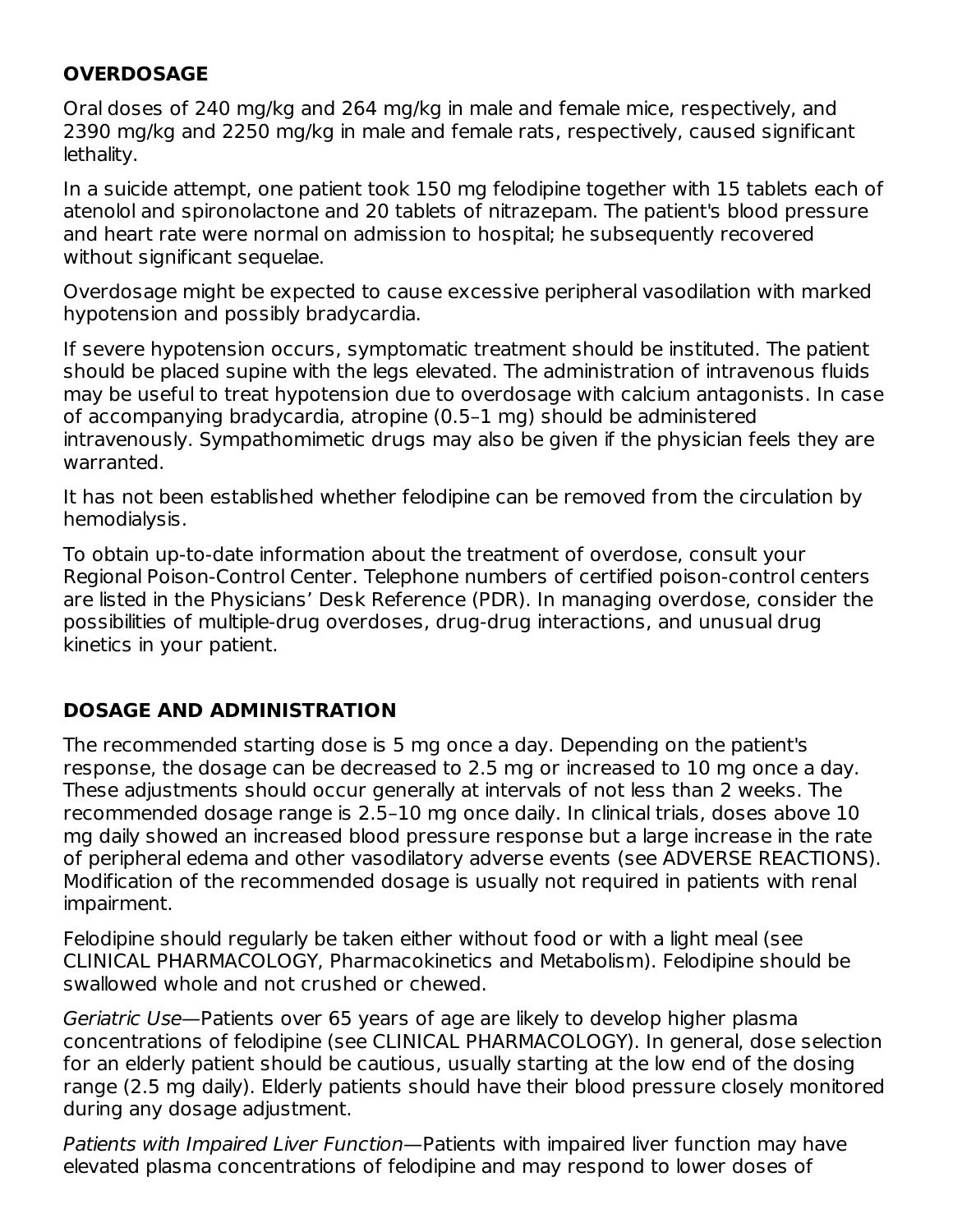## OVERDOSAGE

Oral doses of 240 mg/kg and 264 mg/kg in male and female mice, respectively, and 2390 mg/kg and 2250 mg/kg in male and female rats, respectively, caused significant lethality.

In a suicide attempt, one patient took 150 mg felodipine together with 15 tablets each of atenolol and spironolactone and 20 tablets of nitrazepam. The patient's blood pressure and heart rate were normal on admission to hospital; he subsequently recovered without significant sequelae.

Overdosage might be expected to cause excessive peripheral vasodilation with marked hypotension and possibly bradycardia.

If severe hypotension occurs, symptomatic treatment should be instituted. The patient should be placed supine with the legs elevated. The administration of intravenous fluids may be useful to treat hypotension due to overdosage with calcium antagonists. In case of accompanying bradycardia, atropine (0.5–1 mg) should be administered intravenously. Sympathomimetic drugs may also be given if the physician feels they are warranted.

It has not been established whether felodipine can be removed from the circulation by hemodialysis.

To obtain up-to-date information about the treatment of overdose, consult your Regional Poison-Control Center. Telephone numbers of certified poison-control centers are listed in the Physicians' Desk Reference (PDR). In managing overdose, consider the possibilities of multiple-drug overdoses, drug-drug interactions, and unusual drug kinetics in your patient.

## DOSAGE AND ADMINISTRATION

The recommended starting dose is 5 mg once a day. Depending on the patient's response, the dosage can be decreased to 2.5 mg or increased to 10 mg once a day. These adjustments should occur generally at intervals of not less than 2 weeks. The recommended dosage range is 2.5–10 mg once daily. In clinical trials, doses above 10 mg daily showed an increased blood pressure response but a large increase in the rate of peripheral edema and other vasodilatory adverse events (see ADVERSE REACTIONS). Modification of the recommended dosage is usually not required in patients with renal impairment.

Felodipine should regularly be taken either without food or with a light meal (see CLINICAL PHARMACOLOGY, Pharmacokinetics and Metabolism). Felodipine should be swallowed whole and not crushed or chewed.

*Geriatric Use*—Patients over 65 years of age are likely to develop higher plasma concentrations of felodipine (see CLINICAL PHARMACOLOGY). In general, dose selection for an elderly patient should be cautious, usually starting at the low end of the dosing range (2.5 mg daily). Elderly patients should have their blood pressure closely monitored during any dosage adjustment.

*Patients with Impaired Liver Function*—Patients with impaired liver function may have elevated plasma concentrations of felodipine and may respond to lower doses of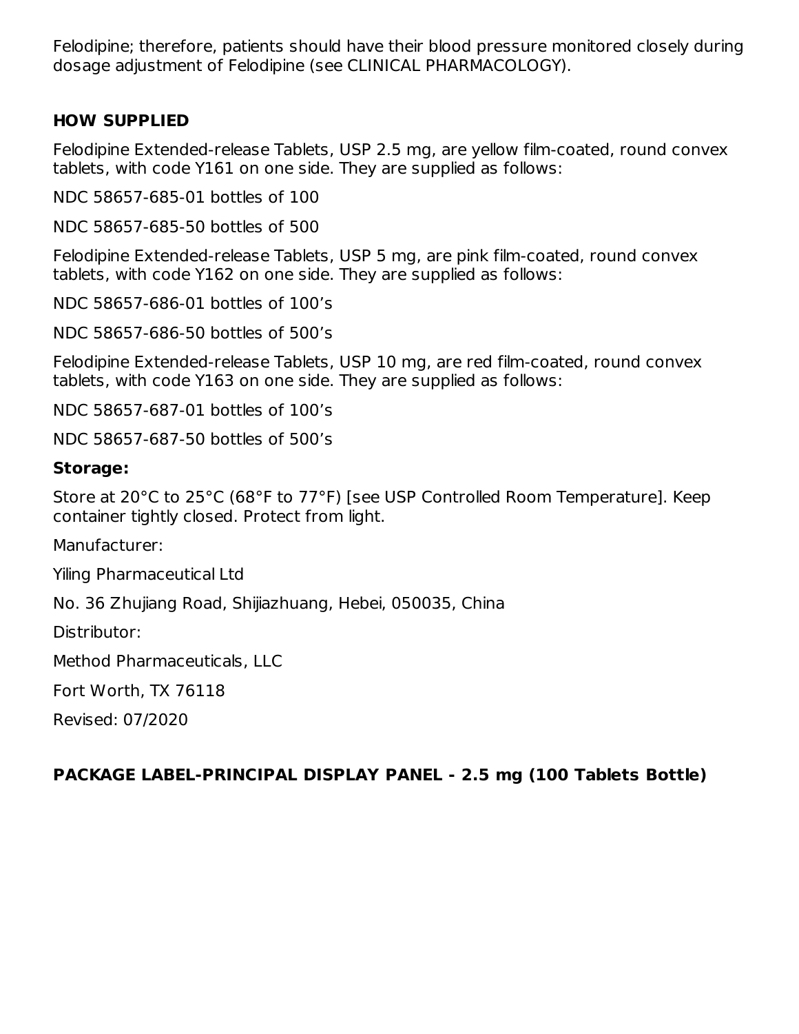Felodipine; therefore, patients should have their blood pressure monitored closely during dosage adjustment of Felodipine (see CLINICAL PHARMACOLOGY).

## HOW SUPPLIED

Felodipine Extended-release Tablets, USP 2.5 mg, are yellow film-coated, round convex tablets, with code Y161 on one side. They are supplied as follows:

NDC 58657-685-01 bottles of 100

NDC 58657-685-50 bottles of 500

Felodipine Extended-release Tablets, USP 5 mg, are pink film-coated, round convex tablets, with code Y162 on one side. They are supplied as follows:

NDC 58657-686-01 bottles of 100's

NDC 58657-686-50 bottles of 500's

Felodipine Extended-release Tablets, USP 10 mg, are red film-coated, round convex tablets, with code Y163 on one side. They are supplied as follows:

NDC 58657-687-01 bottles of 100's

NDC 58657-687-50 bottles of 500's

### Storage:

Store at 20°C to 25°C (68°F to 77°F) [see USP Controlled Room Temperature]. Keep container tightly closed. Protect from light.

Manufacturer:

Yiling Pharmaceutical Ltd

No. 36 Zhujiang Road, Shijiazhuang, Hebei, 050035, China

Distributor:

Method Pharmaceuticals, LLC

Fort Worth, TX 76118

Revised: 07/2020

## PACKAGE LABEL-PRINCIPAL DISPLAY PANEL - 2.5 mg (100 Tablets Bottle)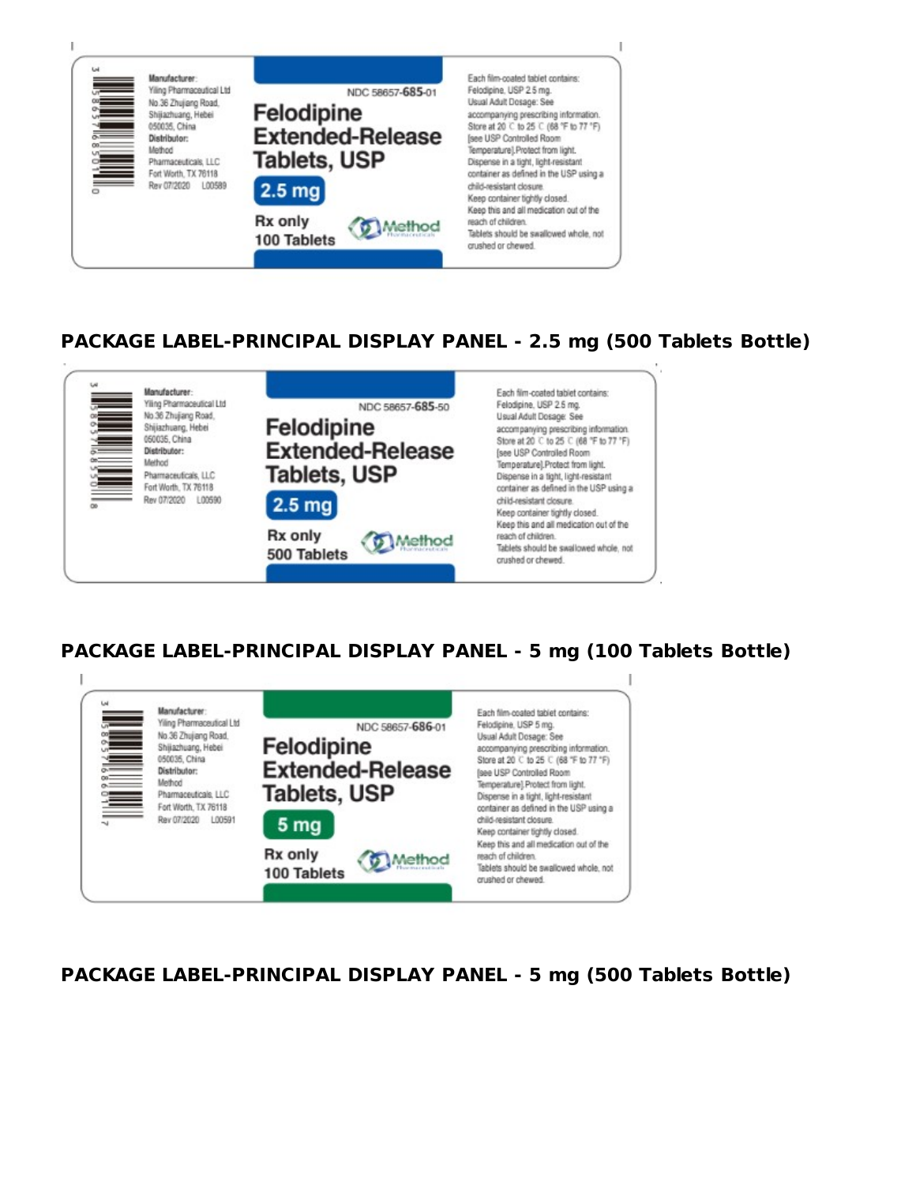Manufacturer:
Yiling Pharmaceutical Ltd
No.36 Zhujiang Road,
Shijiazhuang, Hebei
050035, China
Distributor:
Method
Pharmaceuticals, LLC
Fort Worth, TX 76118
Rev 07/2020 L00589

NDC 58657-685-01

Felodipine Extended-Release Tablets, USP

2.5 mg

Rx only

100 Tablets

Method Pharmaceuticals

Each film-coated tablet contains: Felodipine, USP 2.5 mg.
Usual Adult Dosage: See accompanying prescribing information.
Store at 20 °C to 25 °C (68 °F to 77 °F) [see USP Controlled Room Temperature]. Protect from light.
Dispense in a tight, light-resistant container as defined in the USP using a child-resistant closure.
Keep container tightly closed.
Keep this and all medication out of the reach of children.
Tablets should be swallowed whole, not crushed or chewed.

## PACKAGE LABEL-PRINCIPAL DISPLAY PANEL - 2.5 mg (500 Tablets Bottle)

Manufacturer:
Yiling Pharmaceutical Ltd
No.36 Zhujiang Road,
Shijiazhuang, Hebei
050035, China
Distributor:
Method
Pharmaceuticals, LLC
Fort Worth, TX 76118
Rev 07/2020 L00590

NDC 58657-685-50

Felodipine Extended-Release Tablets, USP

2.5 mg

Rx only

500 Tablets

Method Pharmaceuticals

Each film-coated tablet contains: Felodipine, USP 2.5 mg.
Usual Adult Dosage: See accompanying prescribing information.
Store at 20 °C to 25 °C (68 °F to 77 °F) [see USP Controlled Room Temperature]. Protect from light.
Dispense in a tight, light-resistant container as defined in the USP using a child-resistant closure.
Keep container tightly closed.
Keep this and all medication out of the reach of children.
Tablets should be swallowed whole, not crushed or chewed.

## PACKAGE LABEL-PRINCIPAL DISPLAY PANEL - 5 mg (100 Tablets Bottle)

Manufacturer:
Yiling Pharmaceutical Ltd
No.36 Zhujiang Road,
Shijiazhuang, Hebei
050035, China
Distributor:
Method
Pharmaceuticals, LLC
Fort Worth, TX 76118
Rev 07/2020 L00591

NDC 58657-686-01

Felodipine Extended-Release Tablets, USP

5 mg

Rx only

100 Tablets

Method Pharmaceuticals

Each film-coated tablet contains: Felodipine, USP 5 mg.
Usual Adult Dosage: See accompanying prescribing information.
Store at 20 °C to 25 °C (68 °F to 77 °F) [see USP Controlled Room Temperature]. Protect from light.
Dispense in a tight, light-resistant container as defined in the USP using a child-resistant closure.
Keep container tightly closed.
Keep this and all medication out of the reach of children.
Tablets should be swallowed whole, not crushed or chewed.

## PACKAGE LABEL-PRINCIPAL DISPLAY PANEL - 5 mg (500 Tablets Bottle)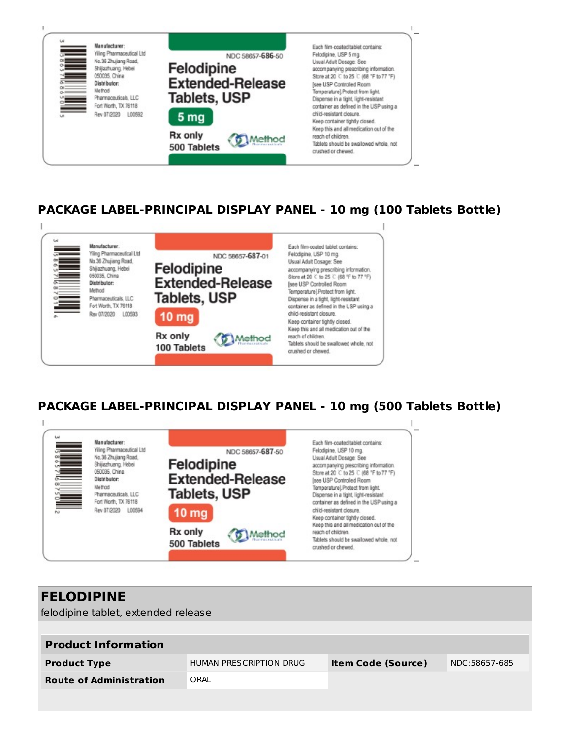Manufacturer:
Yiling Pharmaceutical Ltd
No.36 Zhujiang Road,
Shijiazhuang, Hebei
050035, China
Distributor:
Method
Pharmaceuticals, LLC
Fort Worth, TX 76118
Rev 07/2020 L00592

NDC 58657-686-50

Felodipine Extended-Release Tablets, USP

5 mg

Rx only
500 Tablets

Method Pharmaceuticals

Each film-coated tablet contains:
Felodipine, USP 5 mg
Usual Adult Dosage: See accompanying prescribing information.
Store at 20 °C to 25 °C (68 °F to 77 °F) [see USP Controlled Room Temperature]. Protect from light.
Dispense in a tight, light-resistant container as defined in the USP using a child-resistant closure.
Keep container tightly closed.
Keep this and all medication out of the reach of children.
Tablets should be swallowed whole, not crushed or chewed.

## PACKAGE LABEL-PRINCIPAL DISPLAY PANEL - 10 mg (100 Tablets Bottle)

Manufacturer:
Yiling Pharmaceutical Ltd
No.36 Zhujiang Road,
Shijiazhuang, Hebei
050035, China
Distributor:
Method
Pharmaceuticals, LLC
Fort Worth, TX 76118
Rev 07/2020 L00593

NDC 58657-687-01

Felodipine Extended-Release Tablets, USP

10 mg

Rx only
100 Tablets

Method Pharmaceuticals

Each film-coated tablet contains:
Felodipine, USP 10 mg
Usual Adult Dosage: See accompanying prescribing information.
Store at 20 °C to 25 °C (68 °F to 77 °F) [see USP Controlled Room Temperature]. Protect from light.
Dispense in a tight, light-resistant container as defined in the USP using a child-resistant closure.
Keep container tightly closed.
Keep this and all medication out of the reach of children.
Tablets should be swallowed whole, not crushed or chewed.

## PACKAGE LABEL-PRINCIPAL DISPLAY PANEL - 10 mg (500 Tablets Bottle)

Manufacturer:
Yiling Pharmaceutical Ltd
No.36 Zhujiang Road,
Shijiazhuang, Hebei
050035, China
Distributor:
Method
Pharmaceuticals, LLC
Fort Worth, TX 76118
Rev 07/2020 L00594

NDC 58657-687-50

Felodipine Extended-Release Tablets, USP

10 mg

Rx only
500 Tablets

Method Pharmaceuticals

Each film-coated tablet contains:
Felodipine, USP 10 mg
Usual Adult Dosage: See accompanying prescribing information.
Store at 20 °C to 25 °C (68 °F to 77 °F) [see USP Controlled Room Temperature]. Protect from light.
Dispense in a tight, light-resistant container as defined in the USP using a child-resistant closure.
Keep container tightly closed.
Keep this and all medication out of the reach of children.
Tablets should be swallowed whole, not crushed or chewed.

## FELODIPINE

felodipine tablet, extended release

| Product Information | | | |
|---|---|---|---|
| **Product Type** | HUMAN PRESCRIPTION DRUG | **Item Code (Source)** | NDC:58657-685 |
| **Route of Administration** | ORAL | | |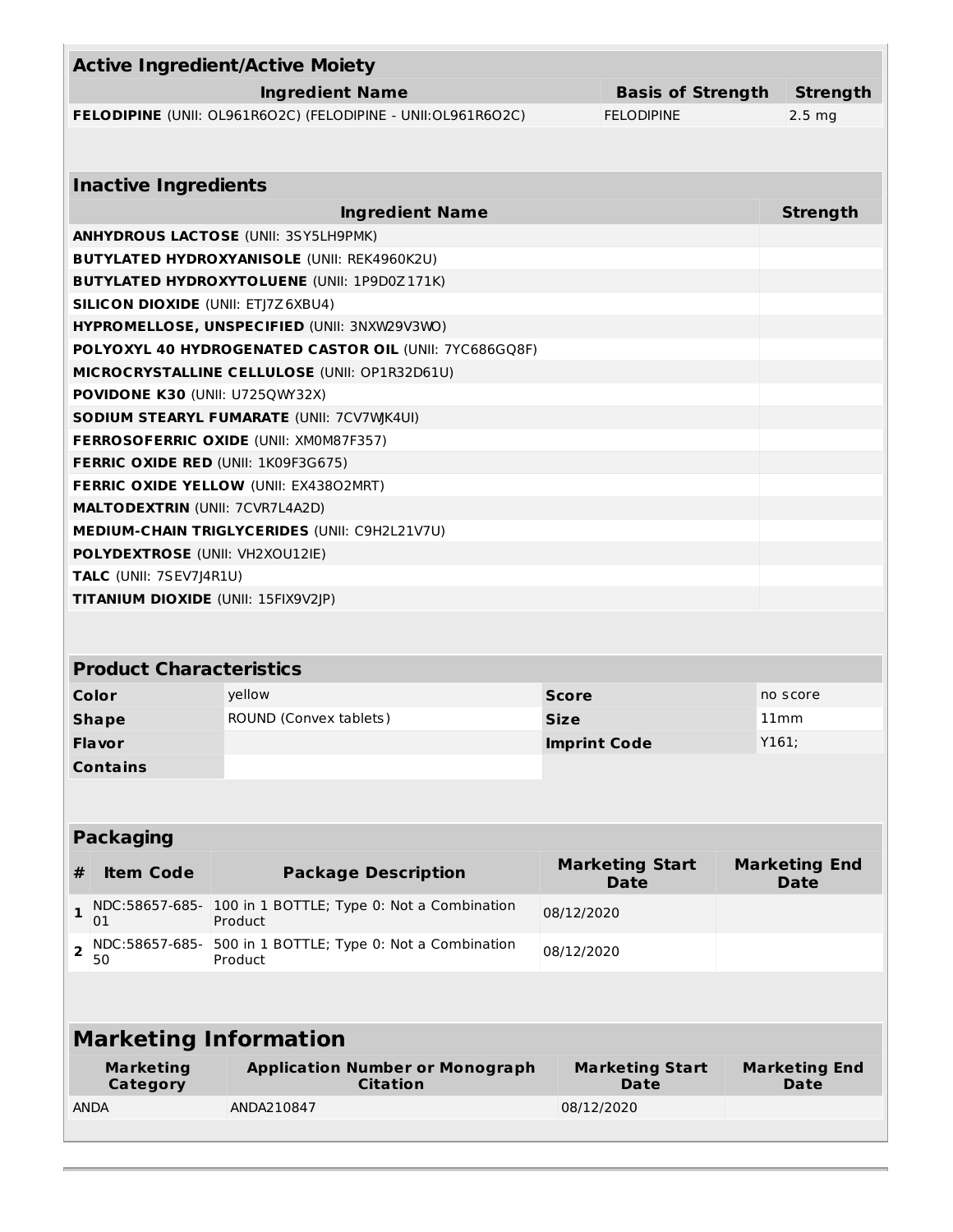## Active Ingredient/Active Moiety

| Ingredient Name | Basis of Strength | Strength |
|---|---|---|
| **FELODIPINE** (UNII: OL961R6O2C) (FELODIPINE - UNII:OL961R6O2C) | FELODIPINE | 2.5 mg |

## Inactive Ingredients

| Ingredient Name | Strength |
|---|---|
| **ANHYDROUS LACTOSE** (UNII: 3SY5LH9PMK) | |
| **BUTYLATED HYDROXYANISOLE** (UNII: REK4960K2U) | |
| **BUTYLATED HYDROXYTOLUENE** (UNII: 1P9D0Z171K) | |
| **SILICON DIOXIDE** (UNII: ETJ7Z6XBU4) | |
| **HYPROMELLOSE, UNSPECIFIED** (UNII: 3NXW29V3WO) | |
| **POLYOXYL 40 HYDROGENATED CASTOR OIL** (UNII: 7YC686GQ8F) | |
| **MICROCRYSTALLINE CELLULOSE** (UNII: OP1R32D61U) | |
| **POVIDONE K30** (UNII: U725QWY32X) | |
| **SODIUM STEARYL FUMARATE** (UNII: 7CV7WJK4UI) | |
| **FERROSOFERRIC OXIDE** (UNII: XM0M87F357) | |
| **FERRIC OXIDE RED** (UNII: 1K09F3G675) | |
| **FERRIC OXIDE YELLOW** (UNII: EX438O2MRT) | |
| **MALTODEXTRIN** (UNII: 7CVR7L4A2D) | |
| **MEDIUM-CHAIN TRIGLYCERIDES** (UNII: C9H2L21V7U) | |
| **POLYDEXTROSE** (UNII: VH2XOU12IE) | |
| **TALC** (UNII: 7SEV7J4R1U) | |
| **TITANIUM DIOXIDE** (UNII: 15FIX9V2JP) | |

## Product Characteristics

| | | | |
|---|---|---|---|
| **Color** | yellow | **Score** | no score |
| **Shape** | ROUND (Convex tablets) | **Size** | 11mm |
| **Flavor** | | **Imprint Code** | Y161; |
| **Contains** | | | |

## Packaging

| # | Item Code | Package Description | Marketing Start Date | Marketing End Date |
|---|---|---|---|---|
| 1 | NDC:58657-685-01 | 100 in 1 BOTTLE; Type 0: Not a Combination Product | 08/12/2020 | |
| 2 | NDC:58657-685-50 | 500 in 1 BOTTLE; Type 0: Not a Combination Product | 08/12/2020 | |

## Marketing Information

| Marketing Category | Application Number or Monograph Citation | Marketing Start Date | Marketing End Date |
|---|---|---|---|
| ANDA | ANDA210847 | 08/12/2020 | |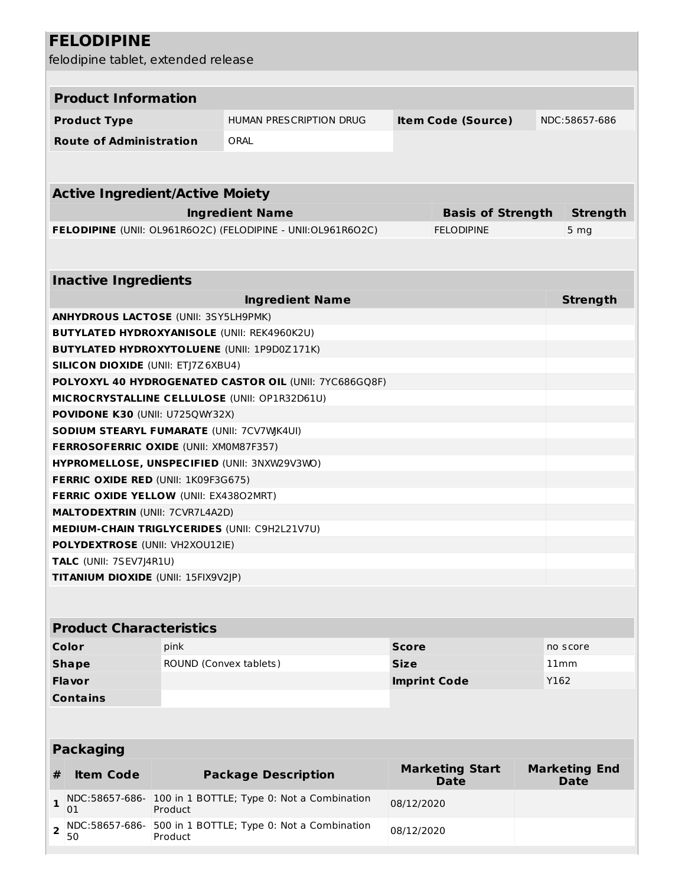# FELODIPINE

felodipine tablet, extended release

## Product Information

| Product Type | HUMAN PRESCRIPTION DRUG | Item Code (Source) | NDC:58657-686 |
|---|---|---|---|
| Route of Administration | ORAL | | |

## Active Ingredient/Active Moiety

| Ingredient Name | Basis of Strength | Strength |
|---|---|---|
| **FELODIPINE** (UNII: OL961R6O2C) (FELODIPINE - UNII:OL961R6O2C) | FELODIPINE | 5 mg |

## Inactive Ingredients

| Ingredient Name | Strength |
|---|---|
| **ANHYDROUS LACTOSE** (UNII: 3SY5LH9PMK) | |
| **BUTYLATED HYDROXYANISOLE** (UNII: REK4960K2U) | |
| **BUTYLATED HYDROXYTOLUENE** (UNII: 1P9D0Z171K) | |
| **SILICON DIOXIDE** (UNII: ETJ7Z6XBU4) | |
| **POLYOXYL 40 HYDROGENATED CASTOR OIL** (UNII: 7YC686GQ8F) | |
| **MICROCRYSTALLINE CELLULOSE** (UNII: OP1R32D61U) | |
| **POVIDONE K30** (UNII: U725QWY32X) | |
| **SODIUM STEARYL FUMARATE** (UNII: 7CV7WJK4UI) | |
| **FERROSOFERRIC OXIDE** (UNII: XM0M87F357) | |
| **HYPROMELLOSE, UNSPECIFIED** (UNII: 3NXW29V3WO) | |
| **FERRIC OXIDE RED** (UNII: 1K09F3G675) | |
| **FERRIC OXIDE YELLOW** (UNII: EX438O2MRT) | |
| **MALTODEXTRIN** (UNII: 7CVR7L4A2D) | |
| **MEDIUM-CHAIN TRIGLYCERIDES** (UNII: C9H2L21V7U) | |
| **POLYDEXTROSE** (UNII: VH2XOU12IE) | |
| **TALC** (UNII: 7SEV7J4R1U) | |
| **TITANIUM DIOXIDE** (UNII: 15FIX9V2JP) | |

## Product Characteristics

| Color | pink | Score | no score |
|---|---|---|---|
| Shape | ROUND (Convex tablets) | Size | 11mm |
| Flavor | | Imprint Code | Y162 |
| Contains | | | |

## Packaging

| # | Item Code | Package Description | Marketing Start Date | Marketing End Date |
|---|---|---|---|---|
| 1 | NDC:58657-686-01 | 100 in 1 BOTTLE; Type 0: Not a Combination Product | 08/12/2020 | |
| 2 | NDC:58657-686-50 | 500 in 1 BOTTLE; Type 0: Not a Combination Product | 08/12/2020 | |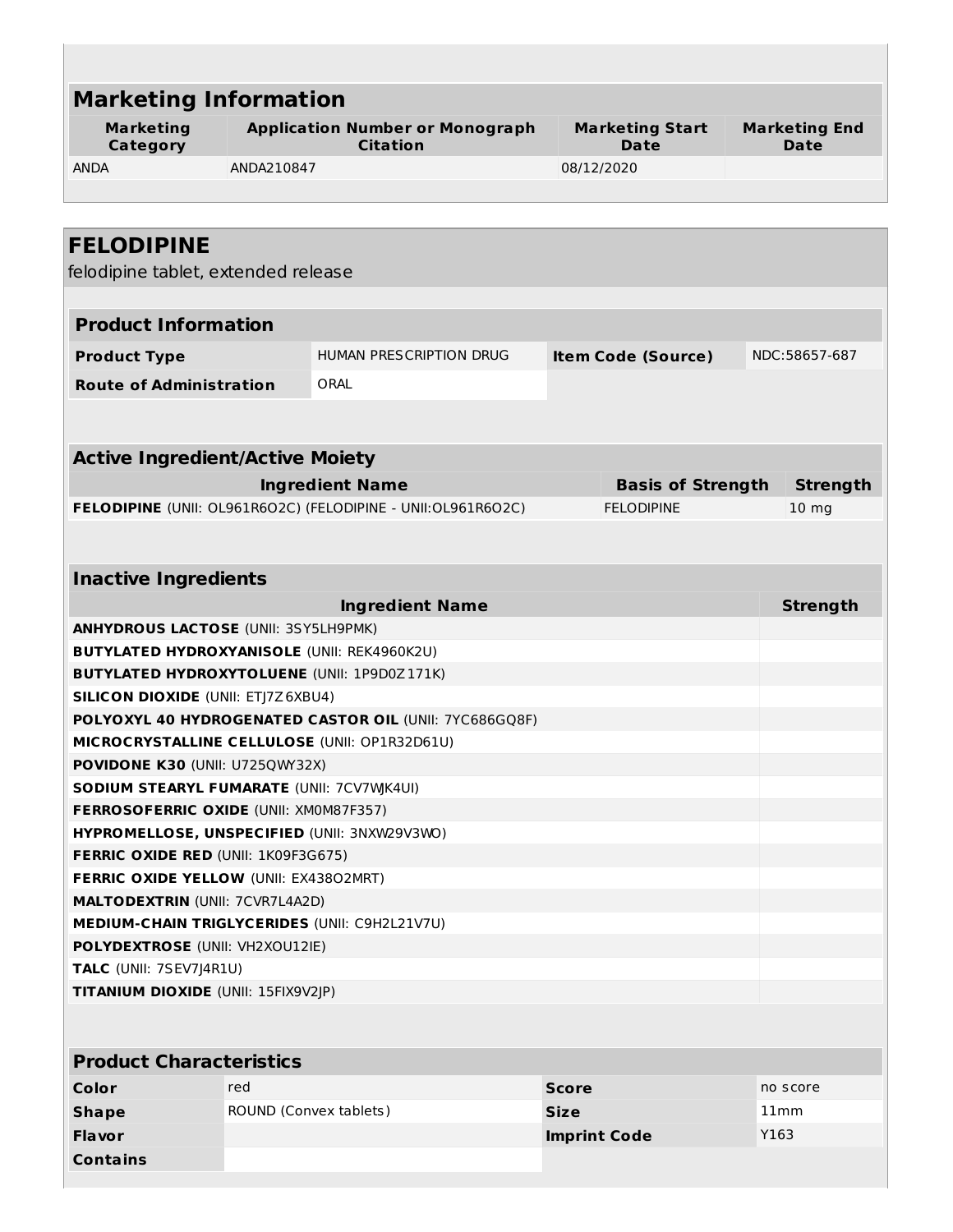## Marketing Information

| Marketing Category | Application Number or Monograph Citation | Marketing Start Date | Marketing End Date |
|---|---|---|---|
| ANDA | ANDA210847 | 08/12/2020 | |

# FELODIPINE

felodipine tablet, extended release

## Product Information

| | | | |
|---|---|---|---|
| **Product Type** | HUMAN PRESCRIPTION DRUG | **Item Code (Source)** | NDC:58657-687 |
| **Route of Administration** | ORAL | | |

## Active Ingredient/Active Moiety

| Ingredient Name | Basis of Strength | Strength |
|---|---|---|
| **FELODIPINE** (UNII: OL961R6O2C) (FELODIPINE - UNII:OL961R6O2C) | FELODIPINE | 10 mg |

## Inactive Ingredients

| Ingredient Name | Strength |
|---|---|
| **ANHYDROUS LACTOSE** (UNII: 3SY5LH9PMK) | |
| **BUTYLATED HYDROXYANISOLE** (UNII: REK4960K2U) | |
| **BUTYLATED HYDROXYTOLUENE** (UNII: 1P9D0Z171K) | |
| **SILICON DIOXIDE** (UNII: ETJ7Z6XBU4) | |
| **POLYOXYL 40 HYDROGENATED CASTOR OIL** (UNII: 7YC686GQ8F) | |
| **MICROCRYSTALLINE CELLULOSE** (UNII: OP1R32D61U) | |
| **POVIDONE K30** (UNII: U725QWY32X) | |
| **SODIUM STEARYL FUMARATE** (UNII: 7CV7WJK4UI) | |
| **FERROSOFERRIC OXIDE** (UNII: XM0M87F357) | |
| **HYPROMELLOSE, UNSPECIFIED** (UNII: 3NXW29V3WO) | |
| **FERRIC OXIDE RED** (UNII: 1K09F3G675) | |
| **FERRIC OXIDE YELLOW** (UNII: EX438O2MRT) | |
| **MALTODEXTRIN** (UNII: 7CVR7L4A2D) | |
| **MEDIUM-CHAIN TRIGLYCERIDES** (UNII: C9H2L21V7U) | |
| **POLYDEXTROSE** (UNII: VH2XOU12IE) | |
| **TALC** (UNII: 7SEV7J4R1U) | |
| **TITANIUM DIOXIDE** (UNII: 15FIX9V2JP) | |

## Product Characteristics

| | | | |
|---|---|---|---|
| **Color** | red | **Score** | no score |
| **Shape** | ROUND (Convex tablets) | **Size** | 11mm |
| **Flavor** | | **Imprint Code** | Y163 |
| **Contains** | | | |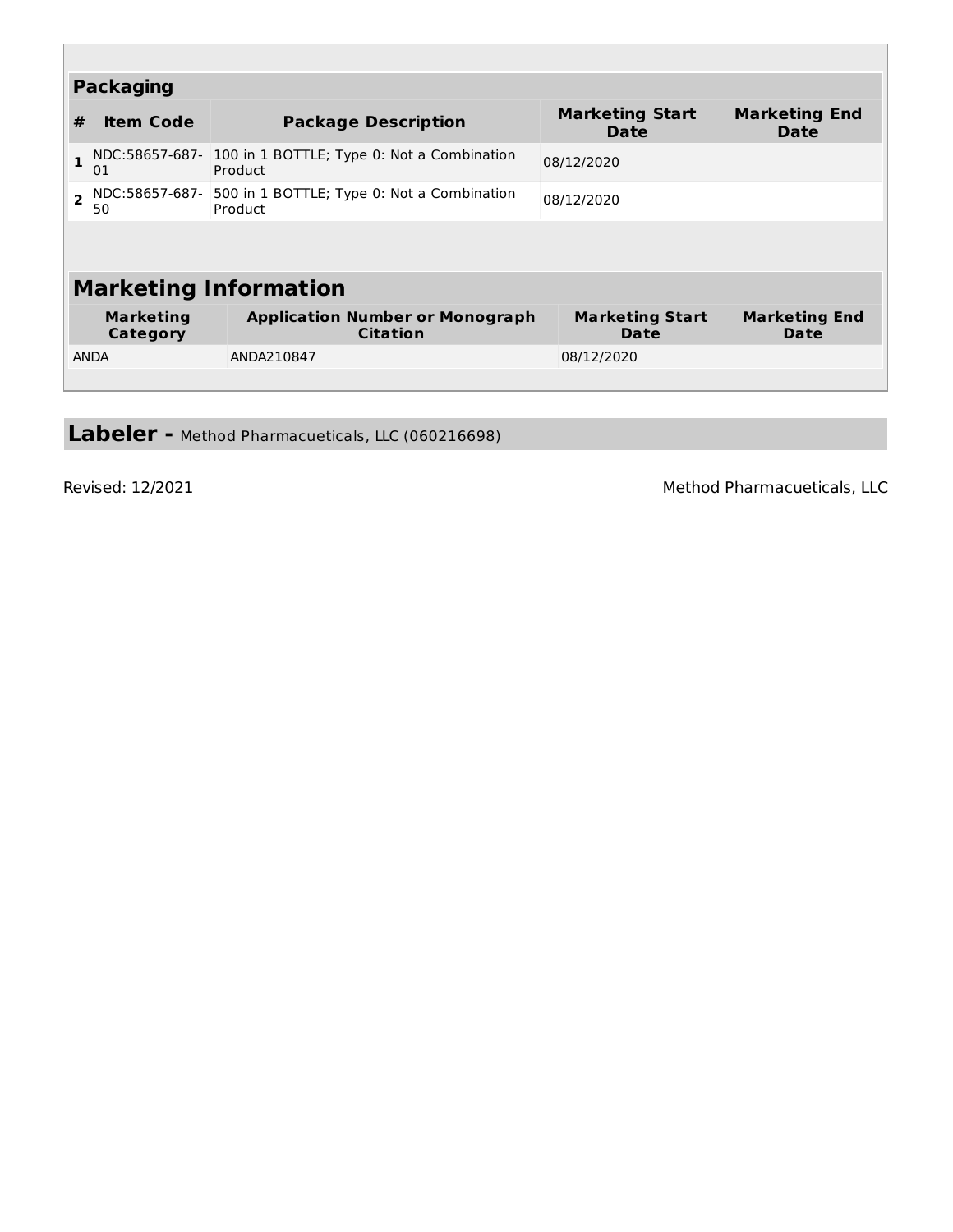## Packaging

| # | Item Code | Package Description | Marketing Start Date | Marketing End Date |
|---|---|---|---|---|
| 1 | NDC:58657-687-01 | 100 in 1 BOTTLE; Type 0: Not a Combination Product | 08/12/2020 | |
| 2 | NDC:58657-687-50 | 500 in 1 BOTTLE; Type 0: Not a Combination Product | 08/12/2020 | |

## Marketing Information

| Marketing Category | Application Number or Monograph Citation | Marketing Start Date | Marketing End Date |
|---|---|---|---|
| ANDA | ANDA210847 | 08/12/2020 | |

## Labeler - Method Pharmacueticals, LLC (060216698)

Revised: 12/2021

Method Pharmacueticals, LLC